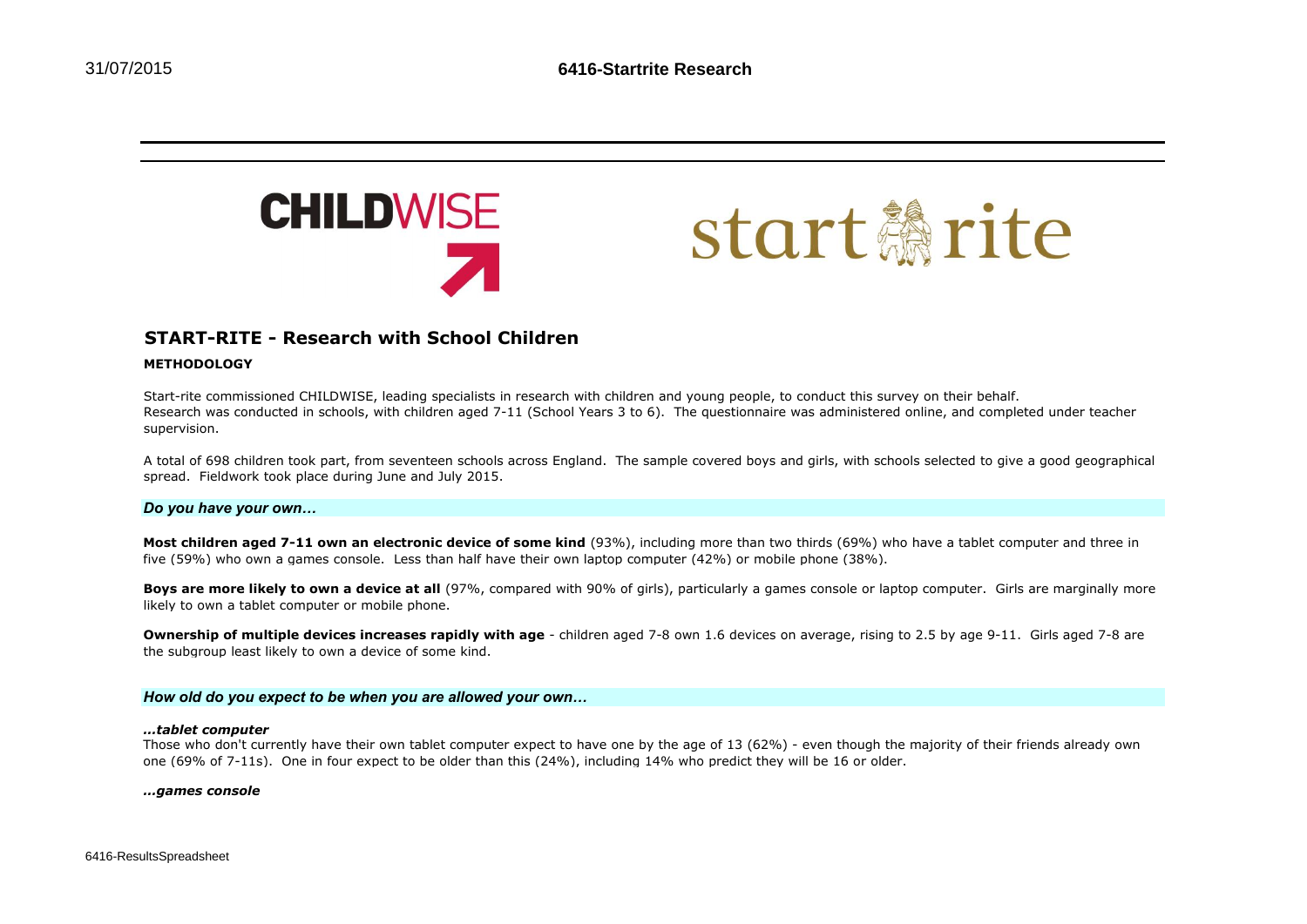# START-RITE - Research with School Children

### METHODOLOGY

Start-rite commissioned CHILDWISE, leading specialists in research with children and young people, to conduct this survey on their behalf.
Research was conducted in schools, with children aged 7-11 (School Years 3 to 6). The questionnaire was administered online, and completed under teacher supervision.

A total of 698 children took part, from seventeen schools across England. The sample covered boys and girls, with schools selected to give a good geographical spread. Fieldwork took place during June and July 2015.

## *Do you have your own…*

**Most children aged 7-11 own an electronic device of some kind** (93%), including more than two thirds (69%) who have a tablet computer and three in five (59%) who own a games console. Less than half have their own laptop computer (42%) or mobile phone (38%).

**Boys are more likely to own a device at all** (97%, compared with 90% of girls), particularly a games console or laptop computer. Girls are marginally more likely to own a tablet computer or mobile phone.

**Ownership of multiple devices increases rapidly with age** - children aged 7-8 own 1.6 devices on average, rising to 2.5 by age 9-11. Girls aged 7-8 are the subgroup least likely to own a device of some kind.

## *How old do you expect to be when you are allowed your own…*

***…tablet computer***

Those who don't currently have their own tablet computer expect to have one by the age of 13 (62%) - even though the majority of their friends already own one (69% of 7-11s). One in four expect to be older than this (24%), including 14% who predict they will be 16 or older.

***…games console***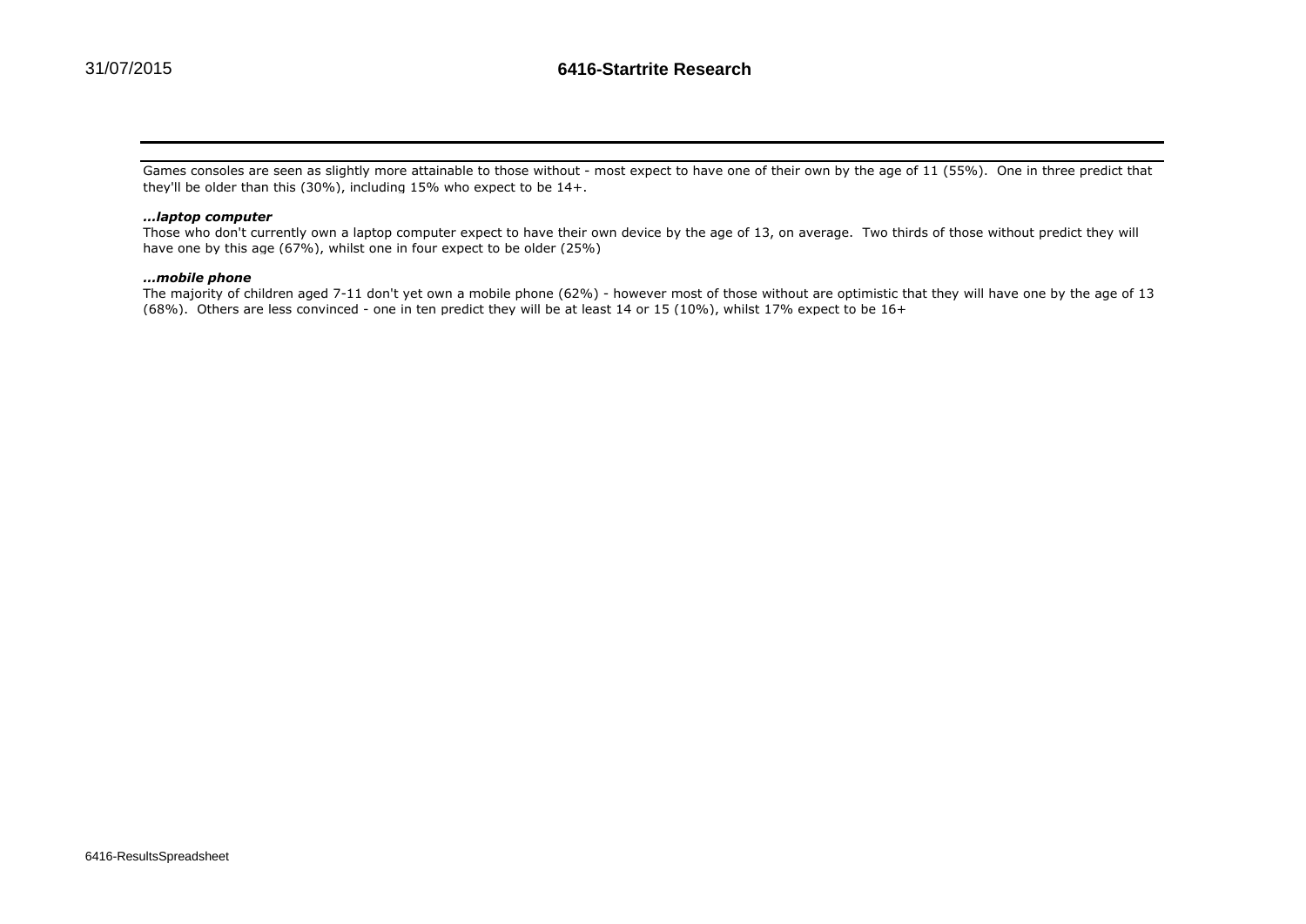Games consoles are seen as slightly more attainable to those without - most expect to have one of their own by the age of 11 (55%). One in three predict that they'll be older than this (30%), including 15% who expect to be 14+.

***...laptop computer***

Those who don't currently own a laptop computer expect to have their own device by the age of 13, on average. Two thirds of those without predict they will have one by this age (67%), whilst one in four expect to be older (25%)

***...mobile phone***

The majority of children aged 7-11 don't yet own a mobile phone (62%) - however most of those without are optimistic that they will have one by the age of 13 (68%). Others are less convinced - one in ten predict they will be at least 14 or 15 (10%), whilst 17% expect to be 16+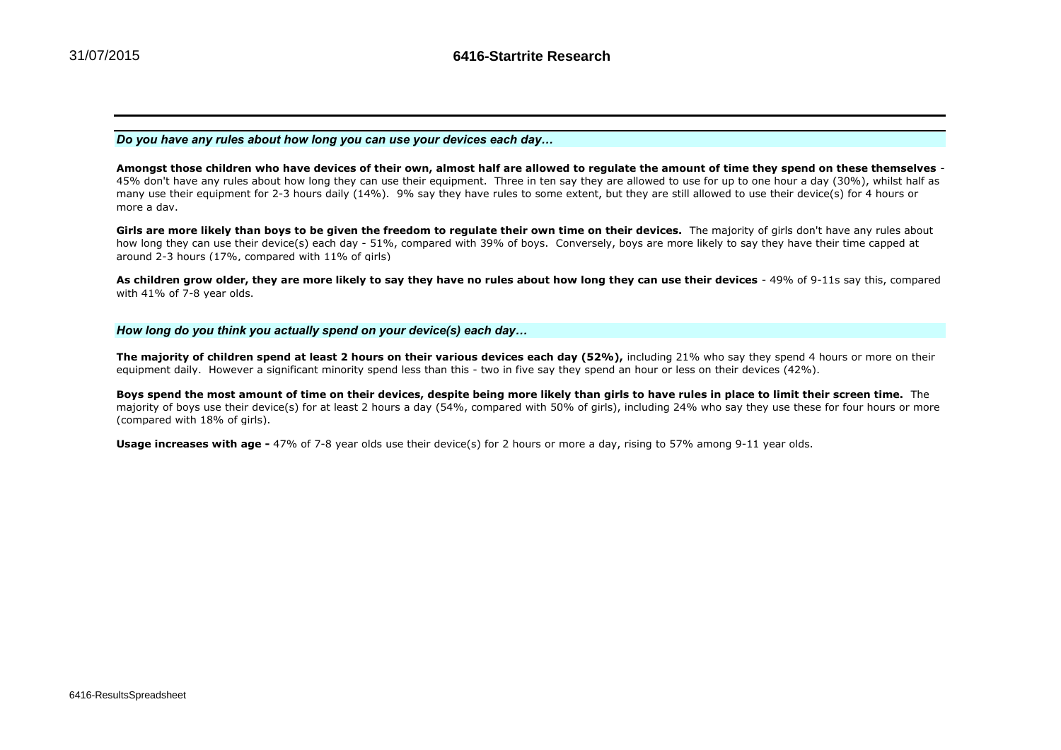### *Do you have any rules about how long you can use your devices each day…*

**Amongst those children who have devices of their own, almost half are allowed to regulate the amount of time they spend on these themselves** - 45% don't have any rules about how long they can use their equipment. Three in ten say they are allowed to use for up to one hour a day (30%), whilst half as many use their equipment for 2-3 hours daily (14%). 9% say they have rules to some extent, but they are still allowed to use their device(s) for 4 hours or more a day.

**Girls are more likely than boys to be given the freedom to regulate their own time on their devices.** The majority of girls don't have any rules about how long they can use their device(s) each day - 51%, compared with 39% of boys. Conversely, boys are more likely to say they have their time capped at around 2-3 hours (17%, compared with 11% of girls)

**As children grow older, they are more likely to say they have no rules about how long they can use their devices** - 49% of 9-11s say this, compared with 41% of 7-8 year olds.

### *How long do you think you actually spend on your device(s) each day…*

**The majority of children spend at least 2 hours on their various devices each day (52%),** including 21% who say they spend 4 hours or more on their equipment daily. However a significant minority spend less than this - two in five say they spend an hour or less on their devices (42%).

**Boys spend the most amount of time on their devices, despite being more likely than girls to have rules in place to limit their screen time.** The majority of boys use their device(s) for at least 2 hours a day (54%, compared with 50% of girls), including 24% who say they use these for four hours or more (compared with 18% of girls).

**Usage increases with age -** 47% of 7-8 year olds use their device(s) for 2 hours or more a day, rising to 57% among 9-11 year olds.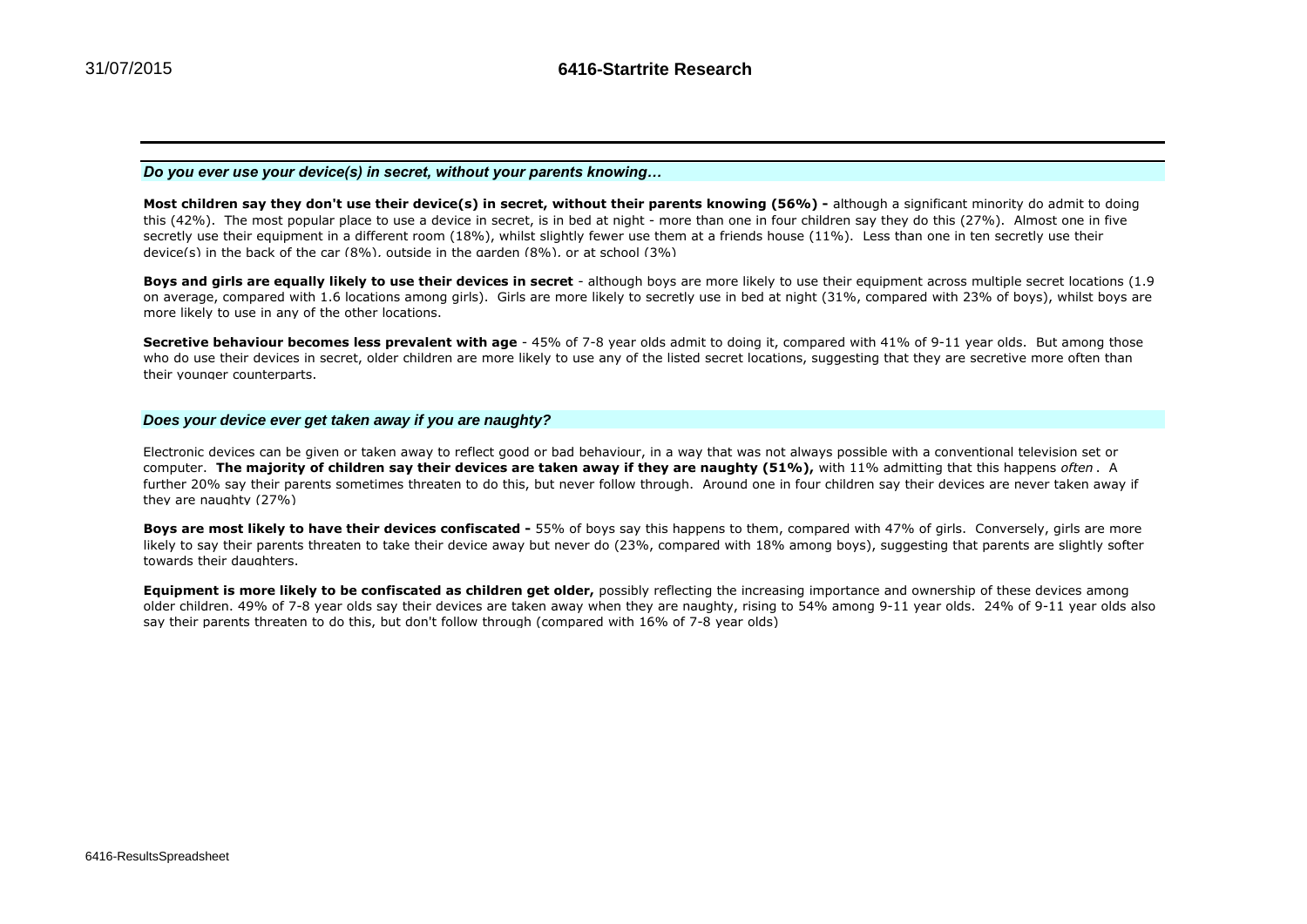## *Do you ever use your device(s) in secret, without your parents knowing…*

**Most children say they don't use their device(s) in secret, without their parents knowing (56%) -** although a significant minority do admit to doing this (42%). The most popular place to use a device in secret, is in bed at night - more than one in four children say they do this (27%). Almost one in five secretly use their equipment in a different room (18%), whilst slightly fewer use them at a friends house (11%). Less than one in ten secretly use their device(s) in the back of the car (8%), outside in the garden (8%), or at school (3%)

**Boys and girls are equally likely to use their devices in secret** - although boys are more likely to use their equipment across multiple secret locations (1.9 on average, compared with 1.6 locations among girls). Girls are more likely to secretly use in bed at night (31%, compared with 23% of boys), whilst boys are more likely to use in any of the other locations.

**Secretive behaviour becomes less prevalent with age** - 45% of 7-8 year olds admit to doing it, compared with 41% of 9-11 year olds. But among those who do use their devices in secret, older children are more likely to use any of the listed secret locations, suggesting that they are secretive more often than their younger counterparts.

## *Does your device ever get taken away if you are naughty?*

Electronic devices can be given or taken away to reflect good or bad behaviour, in a way that was not always possible with a conventional television set or computer. **The majority of children say their devices are taken away if they are naughty (51%),** with 11% admitting that this happens *often*. A further 20% say their parents sometimes threaten to do this, but never follow through. Around one in four children say their devices are never taken away if they are naughty (27%)

**Boys are most likely to have their devices confiscated -** 55% of boys say this happens to them, compared with 47% of girls. Conversely, girls are more likely to say their parents threaten to take their device away but never do (23%, compared with 18% among boys), suggesting that parents are slightly softer towards their daughters.

**Equipment is more likely to be confiscated as children get older,** possibly reflecting the increasing importance and ownership of these devices among older children. 49% of 7-8 year olds say their devices are taken away when they are naughty, rising to 54% among 9-11 year olds. 24% of 9-11 year olds also say their parents threaten to do this, but don't follow through (compared with 16% of 7-8 year olds)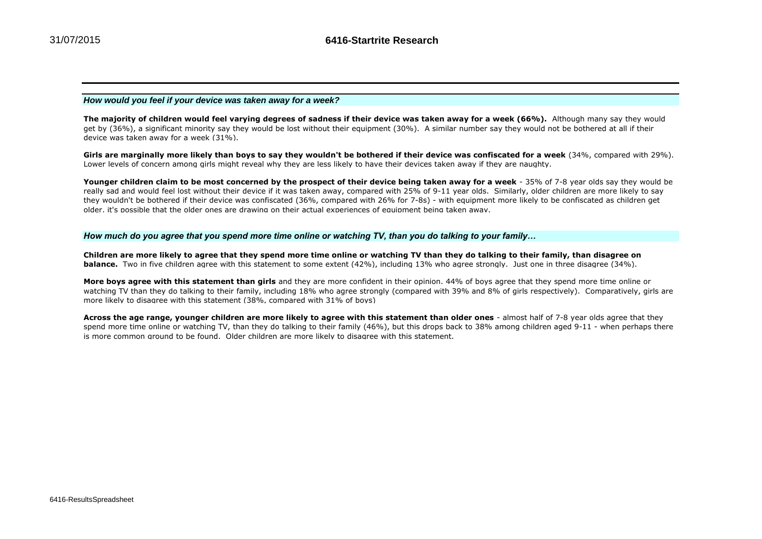### *How would you feel if your device was taken away for a week?*

**The majority of children would feel varying degrees of sadness if their device was taken away for a week (66%).** Although many say they would get by (36%), a significant minority say they would be lost without their equipment (30%). A similar number say they would not be bothered at all if their device was taken away for a week (31%).

**Girls are marginally more likely than boys to say they wouldn't be bothered if their device was confiscated for a week** (34%, compared with 29%). Lower levels of concern among girls might reveal why they are less likely to have their devices taken away if they are naughty.

**Younger children claim to be most concerned by the prospect of their device being taken away for a week** - 35% of 7-8 year olds say they would be really sad and would feel lost without their device if it was taken away, compared with 25% of 9-11 year olds. Similarly, older children are more likely to say they wouldn't be bothered if their device was confiscated (36%, compared with 26% for 7-8s) - with equipment more likely to be confiscated as children get older, it's possible that the older ones are drawing on their actual experiences of equipment being taken away.

### *How much do you agree that you spend more time online or watching TV, than you do talking to your family…*

**Children are more likely to agree that they spend more time online or watching TV than they do talking to their family, than disagree on balance.** Two in five children agree with this statement to some extent (42%), including 13% who agree strongly. Just one in three disagree (34%).

**More boys agree with this statement than girls** and they are more confident in their opinion. 44% of boys agree that they spend more time online or watching TV than they do talking to their family, including 18% who agree strongly (compared with 39% and 8% of girls respectively). Comparatively, girls are more likely to disagree with this statement (38%, compared with 31% of boys)

**Across the age range, younger children are more likely to agree with this statement than older ones** - almost half of 7-8 year olds agree that they spend more time online or watching TV, than they do talking to their family (46%), but this drops back to 38% among children aged 9-11 - when perhaps there is more common ground to be found. Older children are more likely to disagree with this statement.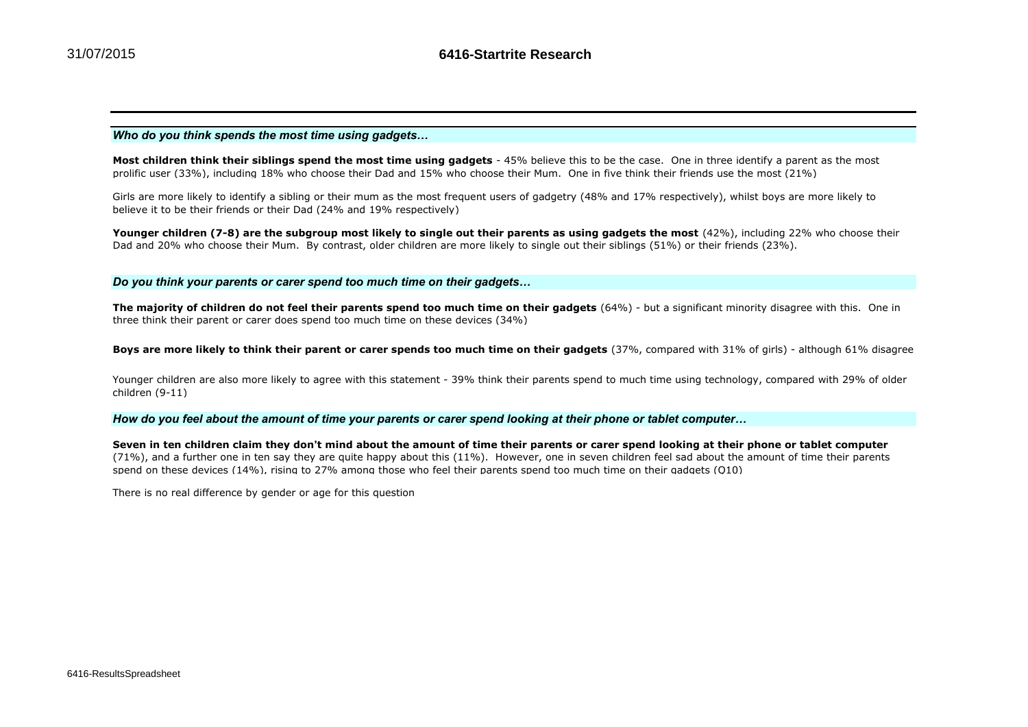### *Who do you think spends the most time using gadgets…*

**Most children think their siblings spend the most time using gadgets** - 45% believe this to be the case. One in three identify a parent as the most prolific user (33%), including 18% who choose their Dad and 15% who choose their Mum. One in five think their friends use the most (21%)

Girls are more likely to identify a sibling or their mum as the most frequent users of gadgetry (48% and 17% respectively), whilst boys are more likely to believe it to be their friends or their Dad (24% and 19% respectively)

**Younger children (7-8) are the subgroup most likely to single out their parents as using gadgets the most** (42%), including 22% who choose their Dad and 20% who choose their Mum. By contrast, older children are more likely to single out their siblings (51%) or their friends (23%).

### *Do you think your parents or carer spend too much time on their gadgets…*

**The majority of children do not feel their parents spend too much time on their gadgets** (64%) - but a significant minority disagree with this. One in three think their parent or carer does spend too much time on these devices (34%)

**Boys are more likely to think their parent or carer spends too much time on their gadgets** (37%, compared with 31% of girls) - although 61% disagree

Younger children are also more likely to agree with this statement - 39% think their parents spend to much time using technology, compared with 29% of older children (9-11)

### *How do you feel about the amount of time your parents or carer spend looking at their phone or tablet computer…*

**Seven in ten children claim they don't mind about the amount of time their parents or carer spend looking at their phone or tablet computer** (71%), and a further one in ten say they are quite happy about this (11%). However, one in seven children feel sad about the amount of time their parents spend on these devices (14%), rising to 27% among those who feel their parents spend too much time on their gadgets (Q10)

There is no real difference by gender or age for this question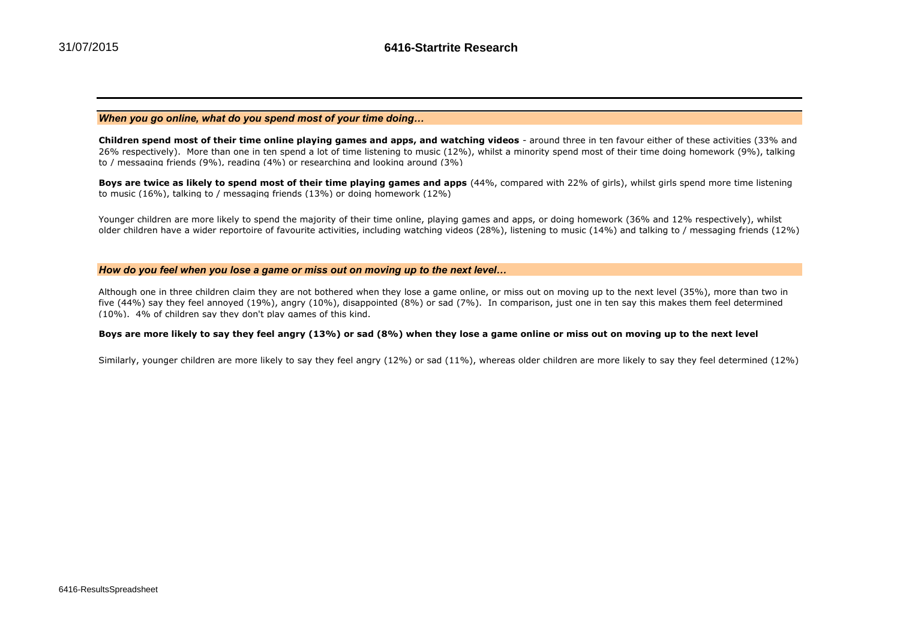### *When you go online, what do you spend most of your time doing…*

**Children spend most of their time online playing games and apps, and watching videos** - around three in ten favour either of these activities (33% and 26% respectively). More than one in ten spend a lot of time listening to music (12%), whilst a minority spend most of their time doing homework (9%), talking to / messaging friends (9%), reading (4%) or researching and looking around (3%)

**Boys are twice as likely to spend most of their time playing games and apps** (44%, compared with 22% of girls), whilst girls spend more time listening to music (16%), talking to / messaging friends (13%) or doing homework (12%)

Younger children are more likely to spend the majority of their time online, playing games and apps, or doing homework (36% and 12% respectively), whilst older children have a wider reportoire of favourite activities, including watching videos (28%), listening to music (14%) and talking to / messaging friends (12%)

### *How do you feel when you lose a game or miss out on moving up to the next level…*

Although one in three children claim they are not bothered when they lose a game online, or miss out on moving up to the next level (35%), more than two in five (44%) say they feel annoyed (19%), angry (10%), disappointed (8%) or sad (7%). In comparison, just one in ten say this makes them feel determined (10%). 4% of children say they don't play games of this kind.

**Boys are more likely to say they feel angry (13%) or sad (8%) when they lose a game online or miss out on moving up to the next level**

Similarly, younger children are more likely to say they feel angry (12%) or sad (11%), whereas older children are more likely to say they feel determined (12%)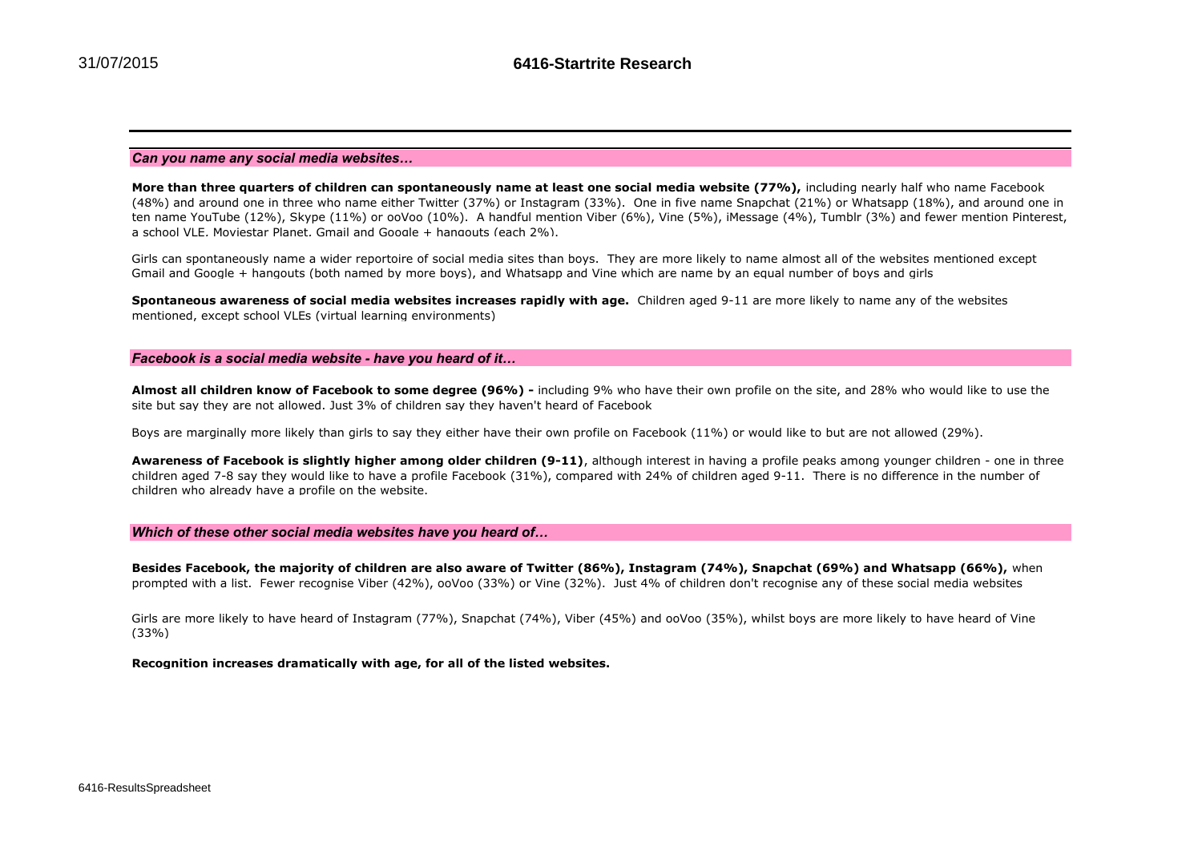### *Can you name any social media websites…*

**More than three quarters of children can spontaneously name at least one social media website (77%),** including nearly half who name Facebook (48%) and around one in three who name either Twitter (37%) or Instagram (33%). One in five name Snapchat (21%) or Whatsapp (18%), and around one in ten name YouTube (12%), Skype (11%) or ooVoo (10%). A handful mention Viber (6%), Vine (5%), iMessage (4%), Tumblr (3%) and fewer mention Pinterest, a school VLE, Moviestar Planet, Gmail and Google + hangouts (each 2%).

Girls can spontaneously name a wider reportoire of social media sites than boys. They are more likely to name almost all of the websites mentioned except Gmail and Google + hangouts (both named by more boys), and Whatsapp and Vine which are name by an equal number of boys and girls

**Spontaneous awareness of social media websites increases rapidly with age.** Children aged 9-11 are more likely to name any of the websites mentioned, except school VLEs (virtual learning environments)

### *Facebook is a social media website - have you heard of it…*

**Almost all children know of Facebook to some degree (96%) -** including 9% who have their own profile on the site, and 28% who would like to use the site but say they are not allowed. Just 3% of children say they haven't heard of Facebook

Boys are marginally more likely than girls to say they either have their own profile on Facebook (11%) or would like to but are not allowed (29%).

**Awareness of Facebook is slightly higher among older children (9-11)**, although interest in having a profile peaks among younger children - one in three children aged 7-8 say they would like to have a profile Facebook (31%), compared with 24% of children aged 9-11. There is no difference in the number of children who already have a profile on the website.

### *Which of these other social media websites have you heard of…*

**Besides Facebook, the majority of children are also aware of Twitter (86%), Instagram (74%), Snapchat (69%) and Whatsapp (66%),** when prompted with a list. Fewer recognise Viber (42%), ooVoo (33%) or Vine (32%). Just 4% of children don't recognise any of these social media websites

Girls are more likely to have heard of Instagram (77%), Snapchat (74%), Viber (45%) and ooVoo (35%), whilst boys are more likely to have heard of Vine (33%)

**Recognition increases dramatically with age, for all of the listed websites.**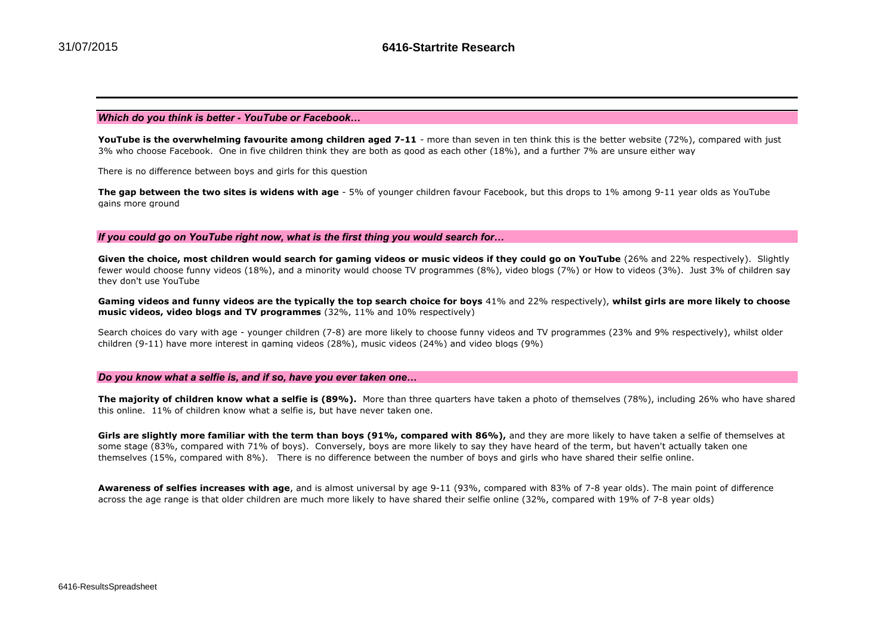### *Which do you think is better - YouTube or Facebook…*

**YouTube is the overwhelming favourite among children aged 7-11** - more than seven in ten think this is the better website (72%), compared with just 3% who choose Facebook. One in five children think they are both as good as each other (18%), and a further 7% are unsure either way

There is no difference between boys and girls for this question

**The gap between the two sites is widens with age** - 5% of younger children favour Facebook, but this drops to 1% among 9-11 year olds as YouTube gains more ground

### *If you could go on YouTube right now, what is the first thing you would search for…*

**Given the choice, most children would search for gaming videos or music videos if they could go on YouTube** (26% and 22% respectively). Slightly fewer would choose funny videos (18%), and a minority would choose TV programmes (8%), video blogs (7%) or How to videos (3%). Just 3% of children say they don't use YouTube

**Gaming videos and funny videos are the typically the top search choice for boys** 41% and 22% respectively), **whilst girls are more likely to choose music videos, video blogs and TV programmes** (32%, 11% and 10% respectively)

Search choices do vary with age - younger children (7-8) are more likely to choose funny videos and TV programmes (23% and 9% respectively), whilst older children (9-11) have more interest in gaming videos (28%), music videos (24%) and video blogs (9%)

### *Do you know what a selfie is, and if so, have you ever taken one…*

**The majority of children know what a selfie is (89%).** More than three quarters have taken a photo of themselves (78%), including 26% who have shared this online. 11% of children know what a selfie is, but have never taken one.

**Girls are slightly more familiar with the term than boys (91%, compared with 86%),** and they are more likely to have taken a selfie of themselves at some stage (83%, compared with 71% of boys). Conversely, boys are more likely to say they have heard of the term, but haven't actually taken one themselves (15%, compared with 8%). There is no difference between the number of boys and girls who have shared their selfie online.

**Awareness of selfies increases with age**, and is almost universal by age 9-11 (93%, compared with 83% of 7-8 year olds). The main point of difference across the age range is that older children are much more likely to have shared their selfie online (32%, compared with 19% of 7-8 year olds)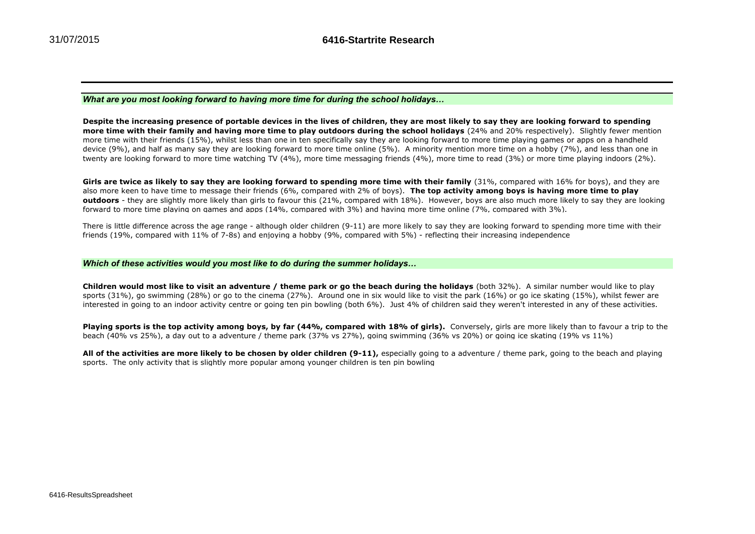*What are you most looking forward to having more time for during the school holidays…*

**Despite the increasing presence of portable devices in the lives of children, they are most likely to say they are looking forward to spending more time with their family and having more time to play outdoors during the school holidays** (24% and 20% respectively). Slightly fewer mention more time with their friends (15%), whilst less than one in ten specifically say they are looking forward to more time playing games or apps on a handheld device (9%), and half as many say they are looking forward to more time online (5%). A minority mention more time on a hobby (7%), and less than one in twenty are looking forward to more time watching TV (4%), more time messaging friends (4%), more time to read (3%) or more time playing indoors (2%).

**Girls are twice as likely to say they are looking forward to spending more time with their family** (31%, compared with 16% for boys), and they are also more keen to have time to message their friends (6%, compared with 2% of boys). **The top activity among boys is having more time to play outdoors** - they are slightly more likely than girls to favour this (21%, compared with 18%). However, boys are also much more likely to say they are looking forward to more time playing on games and apps (14%, compared with 3%) and having more time online (7%, compared with 3%).

There is little difference across the age range - although older children (9-11) are more likely to say they are looking forward to spending more time with their friends (19%, compared with 11% of 7-8s) and enjoying a hobby (9%, compared with 5%) - reflecting their increasing independence

*Which of these activities would you most like to do during the summer holidays…*

**Children would most like to visit an adventure / theme park or go the beach during the holidays** (both 32%). A similar number would like to play sports (31%), go swimming (28%) or go to the cinema (27%). Around one in six would like to visit the park (16%) or go ice skating (15%), whilst fewer are interested in going to an indoor activity centre or going ten pin bowling (both 6%). Just 4% of children said they weren't interested in any of these activities.

**Playing sports is the top activity among boys, by far (44%, compared with 18% of girls).** Conversely, girls are more likely than to favour a trip to the beach (40% vs 25%), a day out to a adventure / theme park (37% vs 27%), going swimming (36% vs 20%) or going ice skating (19% vs 11%)

**All of the activities are more likely to be chosen by older children (9-11),** especially going to a adventure / theme park, going to the beach and playing sports. The only activity that is slightly more popular among younger children is ten pin bowling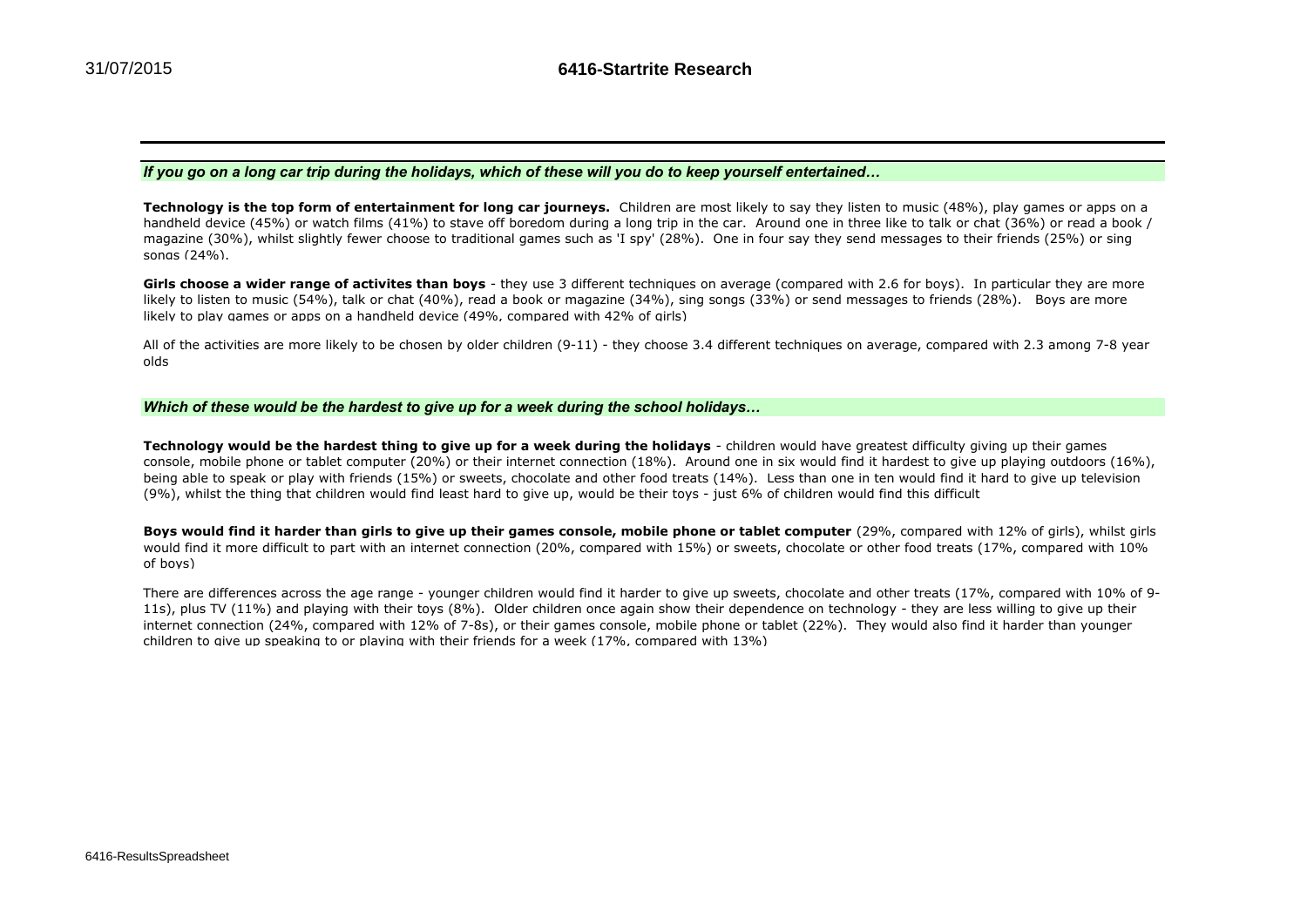### *If you go on a long car trip during the holidays, which of these will you do to keep yourself entertained…*

**Technology is the top form of entertainment for long car journeys.** Children are most likely to say they listen to music (48%), play games or apps on a handheld device (45%) or watch films (41%) to stave off boredom during a long trip in the car. Around one in three like to talk or chat (36%) or read a book / magazine (30%), whilst slightly fewer choose to traditional games such as 'I spy' (28%). One in four say they send messages to their friends (25%) or sing songs (24%).

**Girls choose a wider range of activites than boys** - they use 3 different techniques on average (compared with 2.6 for boys). In particular they are more likely to listen to music (54%), talk or chat (40%), read a book or magazine (34%), sing songs (33%) or send messages to friends (28%). Boys are more likely to play games or apps on a handheld device (49%, compared with 42% of girls)

All of the activities are more likely to be chosen by older children (9-11) - they choose 3.4 different techniques on average, compared with 2.3 among 7-8 year olds

### *Which of these would be the hardest to give up for a week during the school holidays…*

**Technology would be the hardest thing to give up for a week during the holidays** - children would have greatest difficulty giving up their games console, mobile phone or tablet computer (20%) or their internet connection (18%). Around one in six would find it hardest to give up playing outdoors (16%), being able to speak or play with friends (15%) or sweets, chocolate and other food treats (14%). Less than one in ten would find it hard to give up television (9%), whilst the thing that children would find least hard to give up, would be their toys - just 6% of children would find this difficult

**Boys would find it harder than girls to give up their games console, mobile phone or tablet computer** (29%, compared with 12% of girls), whilst girls would find it more difficult to part with an internet connection (20%, compared with 15%) or sweets, chocolate or other food treats (17%, compared with 10% of boys)

There are differences across the age range - younger children would find it harder to give up sweets, chocolate and other treats (17%, compared with 10% of 9-11s), plus TV (11%) and playing with their toys (8%). Older children once again show their dependence on technology - they are less willing to give up their internet connection (24%, compared with 12% of 7-8s), or their games console, mobile phone or tablet (22%). They would also find it harder than younger children to give up speaking to or playing with their friends for a week (17%, compared with 13%)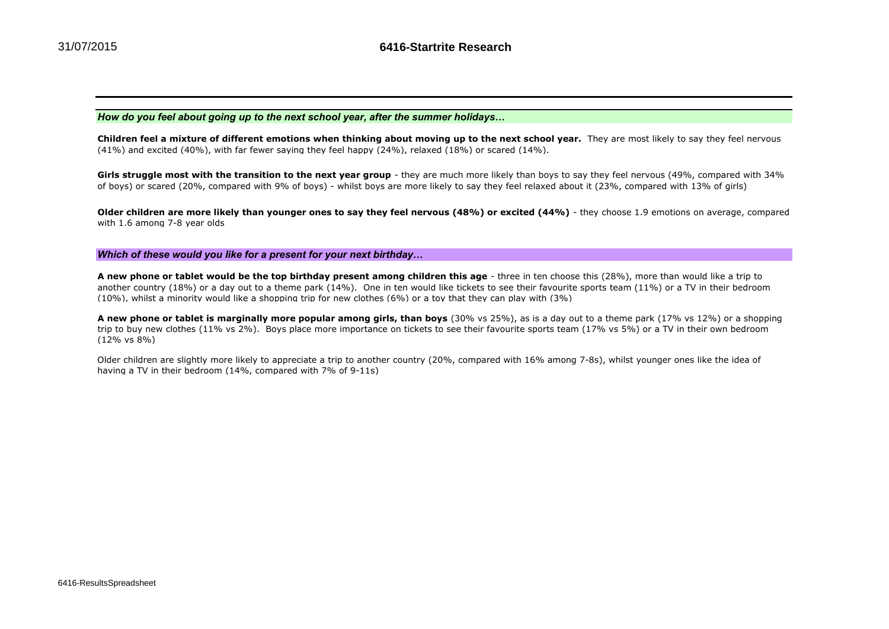*How do you feel about going up to the next school year, after the summer holidays…*

**Children feel a mixture of different emotions when thinking about moving up to the next school year.** They are most likely to say they feel nervous (41%) and excited (40%), with far fewer saying they feel happy (24%), relaxed (18%) or scared (14%).

**Girls struggle most with the transition to the next year group** - they are much more likely than boys to say they feel nervous (49%, compared with 34% of boys) or scared (20%, compared with 9% of boys) - whilst boys are more likely to say they feel relaxed about it (23%, compared with 13% of girls)

**Older children are more likely than younger ones to say they feel nervous (48%) or excited (44%)** - they choose 1.9 emotions on average, compared with 1.6 among 7-8 year olds

*Which of these would you like for a present for your next birthday…*

**A new phone or tablet would be the top birthday present among children this age** - three in ten choose this (28%), more than would like a trip to another country (18%) or a day out to a theme park (14%). One in ten would like tickets to see their favourite sports team (11%) or a TV in their bedroom (10%), whilst a minority would like a shopping trip for new clothes (6%) or a toy that they can play with (3%)

**A new phone or tablet is marginally more popular among girls, than boys** (30% vs 25%), as is a day out to a theme park (17% vs 12%) or a shopping trip to buy new clothes (11% vs 2%). Boys place more importance on tickets to see their favourite sports team (17% vs 5%) or a TV in their own bedroom (12% vs 8%)

Older children are slightly more likely to appreciate a trip to another country (20%, compared with 16% among 7-8s), whilst younger ones like the idea of having a TV in their bedroom (14%, compared with 7% of 9-11s)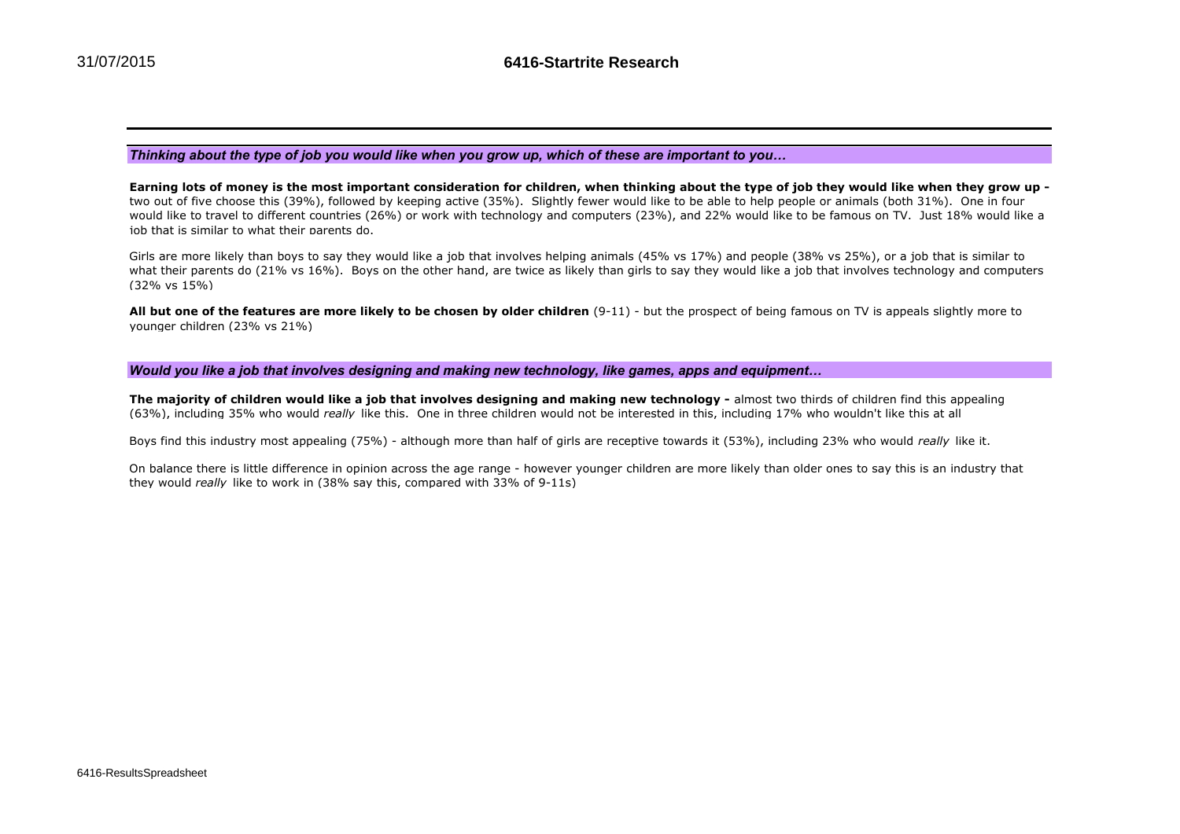*Thinking about the type of job you would like when you grow up, which of these are important to you…*

**Earning lots of money is the most important consideration for children, when thinking about the type of job they would like when they grow up -** two out of five choose this (39%), followed by keeping active (35%). Slightly fewer would like to be able to help people or animals (both 31%). One in four would like to travel to different countries (26%) or work with technology and computers (23%), and 22% would like to be famous on TV. Just 18% would like a job that is similar to what their parents do.

Girls are more likely than boys to say they would like a job that involves helping animals (45% vs 17%) and people (38% vs 25%), or a job that is similar to what their parents do (21% vs 16%). Boys on the other hand, are twice as likely than girls to say they would like a job that involves technology and computers (32% vs 15%)

**All but one of the features are more likely to be chosen by older children** (9-11) - but the prospect of being famous on TV is appeals slightly more to younger children (23% vs 21%)

*Would you like a job that involves designing and making new technology, like games, apps and equipment…*

**The majority of children would like a job that involves designing and making new technology -** almost two thirds of children find this appealing (63%), including 35% who would *really* like this. One in three children would not be interested in this, including 17% who wouldn't like this at all

Boys find this industry most appealing (75%) - although more than half of girls are receptive towards it (53%), including 23% who would *really* like it.

On balance there is little difference in opinion across the age range - however younger children are more likely than older ones to say this is an industry that they would *really* like to work in (38% say this, compared with 33% of 9-11s)